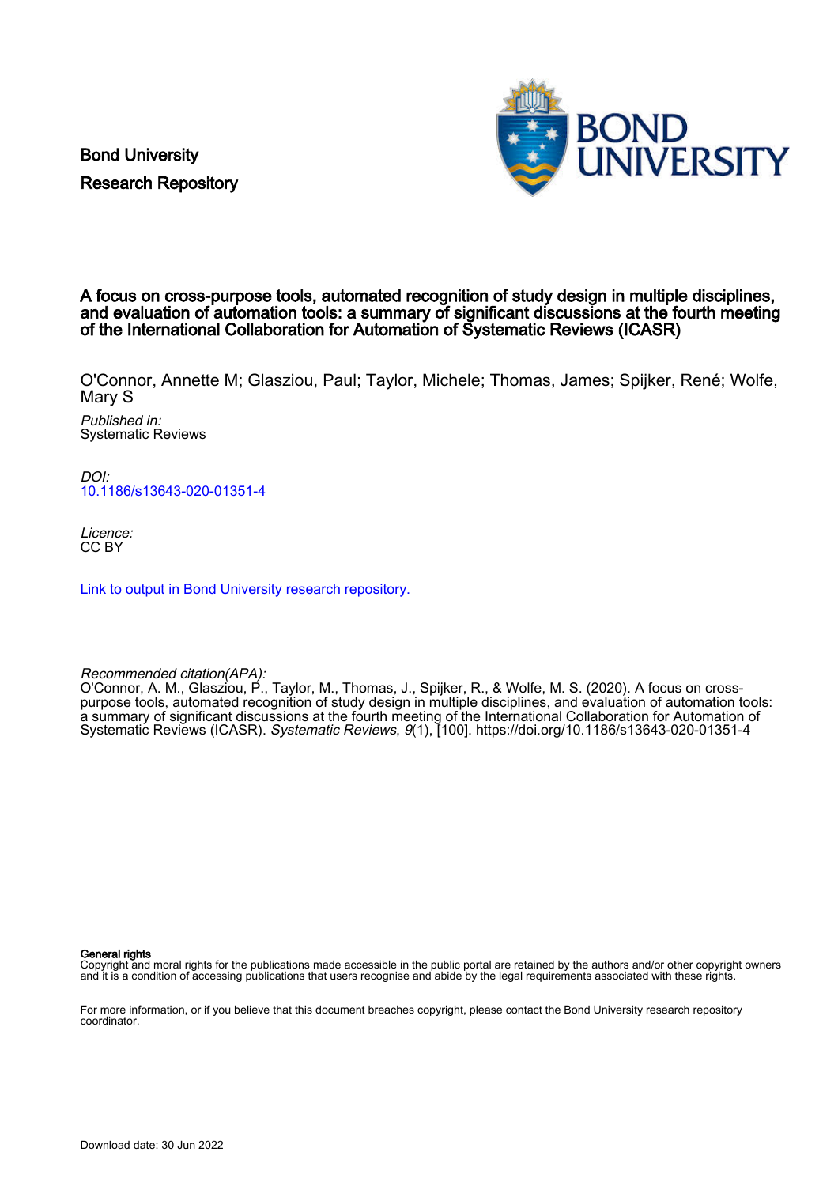Bond University
Research Repository

# A focus on cross-purpose tools, automated recognition of study design in multiple disciplines, and evaluation of automation tools: a summary of significant discussions at the fourth meeting of the International Collaboration for Automation of Systematic Reviews (ICASR)

O'Connor, Annette M; Glasziou, Paul; Taylor, Michele; Thomas, James; Spijker, René; Wolfe, Mary S

*Published in:*
Systematic Reviews

*DOI:*
10.1186/s13643-020-01351-4

*Licence:*
CC BY

Link to output in Bond University research repository.

*Recommended citation(APA):*
O'Connor, A. M., Glasziou, P., Taylor, M., Thomas, J., Spijker, R., & Wolfe, M. S. (2020). A focus on cross-purpose tools, automated recognition of study design in multiple disciplines, and evaluation of automation tools: a summary of significant discussions at the fourth meeting of the International Collaboration for Automation of Systematic Reviews (ICASR). *Systematic Reviews*, *9*(1), [100]. https://doi.org/10.1186/s13643-020-01351-4

**General rights**
Copyright and moral rights for the publications made accessible in the public portal are retained by the authors and/or other copyright owners and it is a condition of accessing publications that users recognise and abide by the legal requirements associated with these rights.

For more information, or if you believe that this document breaches copyright, please contact the Bond University research repository coordinator.

Download date: 30 Jun 2022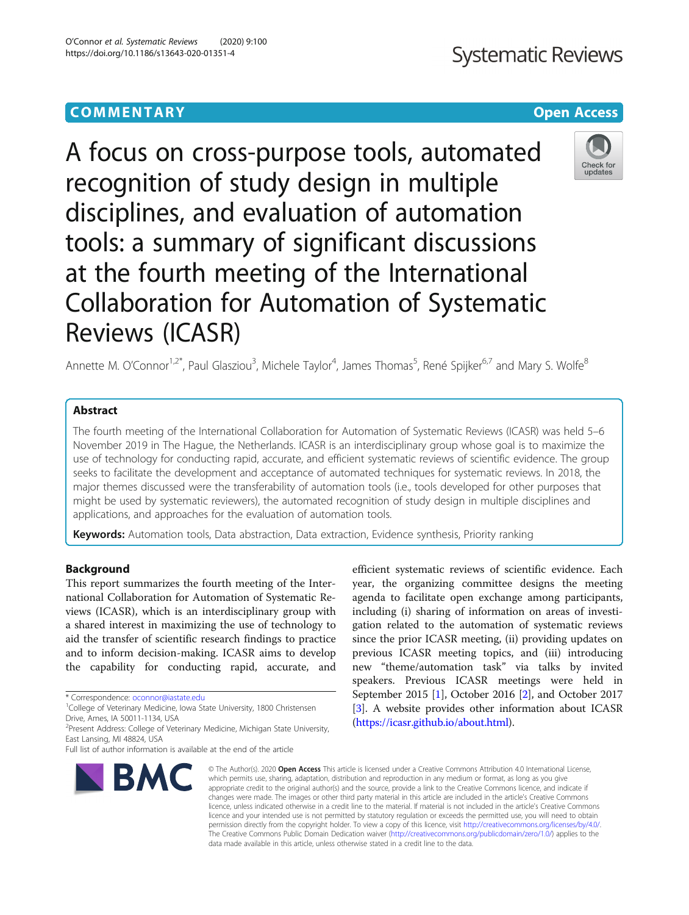# A focus on cross-purpose tools, automated recognition of study design in multiple disciplines, and evaluation of automation tools: a summary of significant discussions at the fourth meeting of the International Collaboration for Automation of Systematic Reviews (ICASR)

Annette M. O'Connor[1,2*], Paul Glasziou[3], Michele Taylor[4], James Thomas[5], René Spijker[6,7] and Mary S. Wolfe[8]

## Abstract

The fourth meeting of the International Collaboration for Automation of Systematic Reviews (ICASR) was held 5–6 November 2019 in The Hague, the Netherlands. ICASR is an interdisciplinary group whose goal is to maximize the use of technology for conducting rapid, accurate, and efficient systematic reviews of scientific evidence. The group seeks to facilitate the development and acceptance of automated techniques for systematic reviews. In 2018, the major themes discussed were the transferability of automation tools (i.e., tools developed for other purposes that might be used by systematic reviewers), the automated recognition of study design in multiple disciplines and applications, and approaches for the evaluation of automation tools.

**Keywords:** Automation tools, Data abstraction, Data extraction, Evidence synthesis, Priority ranking

## Background

This report summarizes the fourth meeting of the International Collaboration for Automation of Systematic Reviews (ICASR), which is an interdisciplinary group with a shared interest in maximizing the use of technology to aid the transfer of scientific research findings to practice and to inform decision-making. ICASR aims to develop the capability for conducting rapid, accurate, and efficient systematic reviews of scientific evidence. Each year, the organizing committee designs the meeting agenda to facilitate open exchange among participants, including (i) sharing of information on areas of investigation related to the automation of systematic reviews since the prior ICASR meeting, (ii) providing updates on previous ICASR meeting topics, and (iii) introducing new "theme/automation task" via talks by invited speakers. Previous ICASR meetings were held in September 2015 [1], October 2016 [2], and October 2017 [3]. A website provides other information about ICASR (https://icasr.github.io/about.html).

\* Correspondence: oconnor@iastate.edu
[1]College of Veterinary Medicine, Iowa State University, 1800 Christensen Drive, Ames, IA 50011-1134, USA
[2]Present Address: College of Veterinary Medicine, Michigan State University, East Lansing, MI 48824, USA
Full list of author information is available at the end of the article

© The Author(s). 2020 **Open Access** This article is licensed under a Creative Commons Attribution 4.0 International License, which permits use, sharing, adaptation, distribution and reproduction in any medium or format, as long as you give appropriate credit to the original author(s) and the source, provide a link to the Creative Commons licence, and indicate if changes were made. The images or other third party material in this article are included in the article's Creative Commons licence, unless indicated otherwise in a credit line to the material. If material is not included in the article's Creative Commons licence and your intended use is not permitted by statutory regulation or exceeds the permitted use, you will need to obtain permission directly from the copyright holder. To view a copy of this licence, visit http://creativecommons.org/licenses/by/4.0/. The Creative Commons Public Domain Dedication waiver (http://creativecommons.org/publicdomain/zero/1.0/) applies to the data made available in this article, unless otherwise stated in a credit line to the data.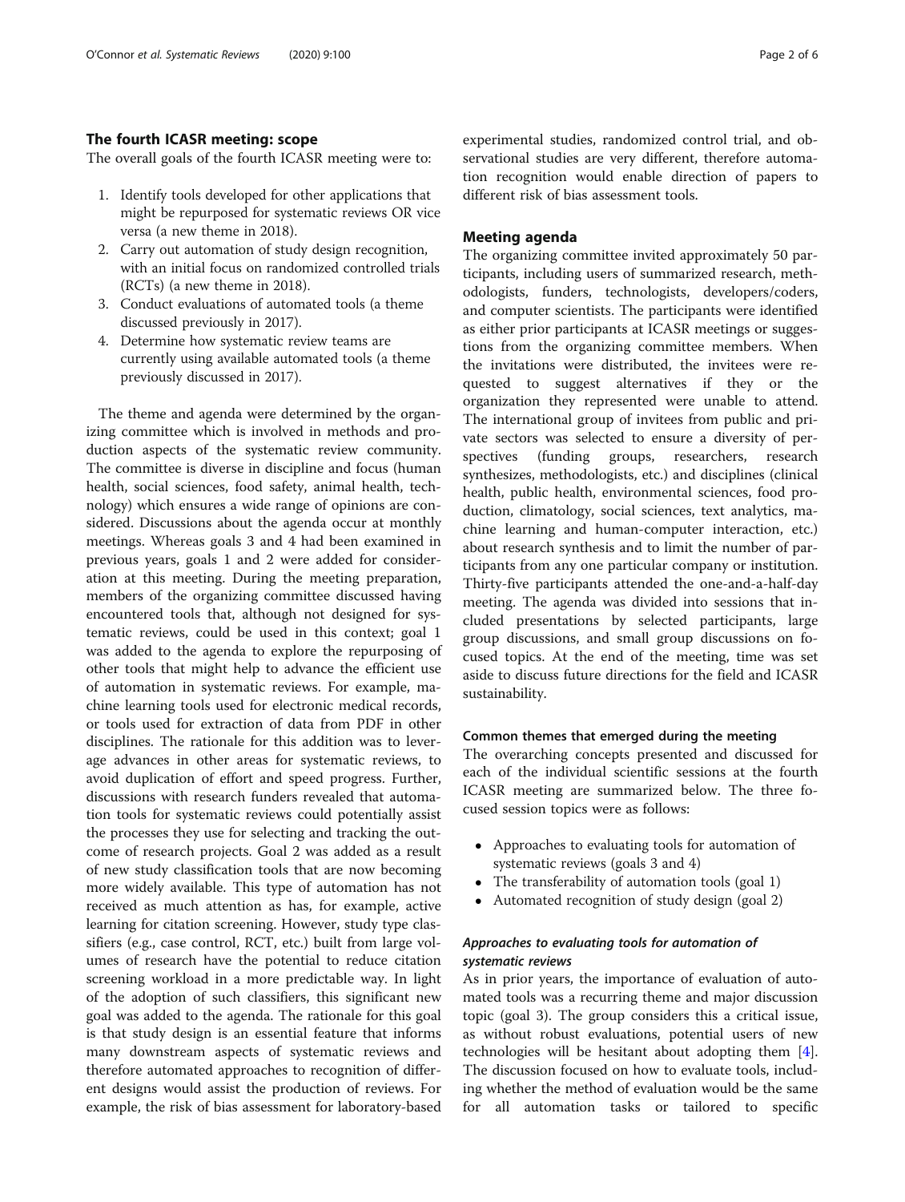## The fourth ICASR meeting: scope

The overall goals of the fourth ICASR meeting were to:

1. Identify tools developed for other applications that might be repurposed for systematic reviews OR vice versa (a new theme in 2018).
2. Carry out automation of study design recognition, with an initial focus on randomized controlled trials (RCTs) (a new theme in 2018).
3. Conduct evaluations of automated tools (a theme discussed previously in 2017).
4. Determine how systematic review teams are currently using available automated tools (a theme previously discussed in 2017).

The theme and agenda were determined by the organizing committee which is involved in methods and production aspects of the systematic review community. The committee is diverse in discipline and focus (human health, social sciences, food safety, animal health, technology) which ensures a wide range of opinions are considered. Discussions about the agenda occur at monthly meetings. Whereas goals 3 and 4 had been examined in previous years, goals 1 and 2 were added for consideration at this meeting. During the meeting preparation, members of the organizing committee discussed having encountered tools that, although not designed for systematic reviews, could be used in this context; goal 1 was added to the agenda to explore the repurposing of other tools that might help to advance the efficient use of automation in systematic reviews. For example, machine learning tools used for electronic medical records, or tools used for extraction of data from PDF in other disciplines. The rationale for this addition was to leverage advances in other areas for systematic reviews, to avoid duplication of effort and speed progress. Further, discussions with research funders revealed that automation tools for systematic reviews could potentially assist the processes they use for selecting and tracking the outcome of research projects. Goal 2 was added as a result of new study classification tools that are now becoming more widely available. This type of automation has not received as much attention as has, for example, active learning for citation screening. However, study type classifiers (e.g., case control, RCT, etc.) built from large volumes of research have the potential to reduce citation screening workload in a more predictable way. In light of the adoption of such classifiers, this significant new goal was added to the agenda. The rationale for this goal is that study design is an essential feature that informs many downstream aspects of systematic reviews and therefore automated approaches to recognition of different designs would assist the production of reviews. For example, the risk of bias assessment for laboratory-based experimental studies, randomized control trial, and observational studies are very different, therefore automation recognition would enable direction of papers to different risk of bias assessment tools.

## Meeting agenda

The organizing committee invited approximately 50 participants, including users of summarized research, methodologists, funders, technologists, developers/coders, and computer scientists. The participants were identified as either prior participants at ICASR meetings or suggestions from the organizing committee members. When the invitations were distributed, the invitees were requested to suggest alternatives if they or the organization they represented were unable to attend. The international group of invitees from public and private sectors was selected to ensure a diversity of perspectives (funding groups, researchers, research synthesizes, methodologists, etc.) and disciplines (clinical health, public health, environmental sciences, food production, climatology, social sciences, text analytics, machine learning and human-computer interaction, etc.) about research synthesis and to limit the number of participants from any one particular company or institution. Thirty-five participants attended the one-and-a-half-day meeting. The agenda was divided into sessions that included presentations by selected participants, large group discussions, and small group discussions on focused topics. At the end of the meeting, time was set aside to discuss future directions for the field and ICASR sustainability.

### Common themes that emerged during the meeting

The overarching concepts presented and discussed for each of the individual scientific sessions at the fourth ICASR meeting are summarized below. The three focused session topics were as follows:

- Approaches to evaluating tools for automation of systematic reviews (goals 3 and 4)
- The transferability of automation tools (goal 1)
- Automated recognition of study design (goal 2)

### *Approaches to evaluating tools for automation of systematic reviews*

As in prior years, the importance of evaluation of automated tools was a recurring theme and major discussion topic (goal 3). The group considers this a critical issue, as without robust evaluations, potential users of new technologies will be hesitant about adopting them [4]. The discussion focused on how to evaluate tools, including whether the method of evaluation would be the same for all automation tasks or tailored to specific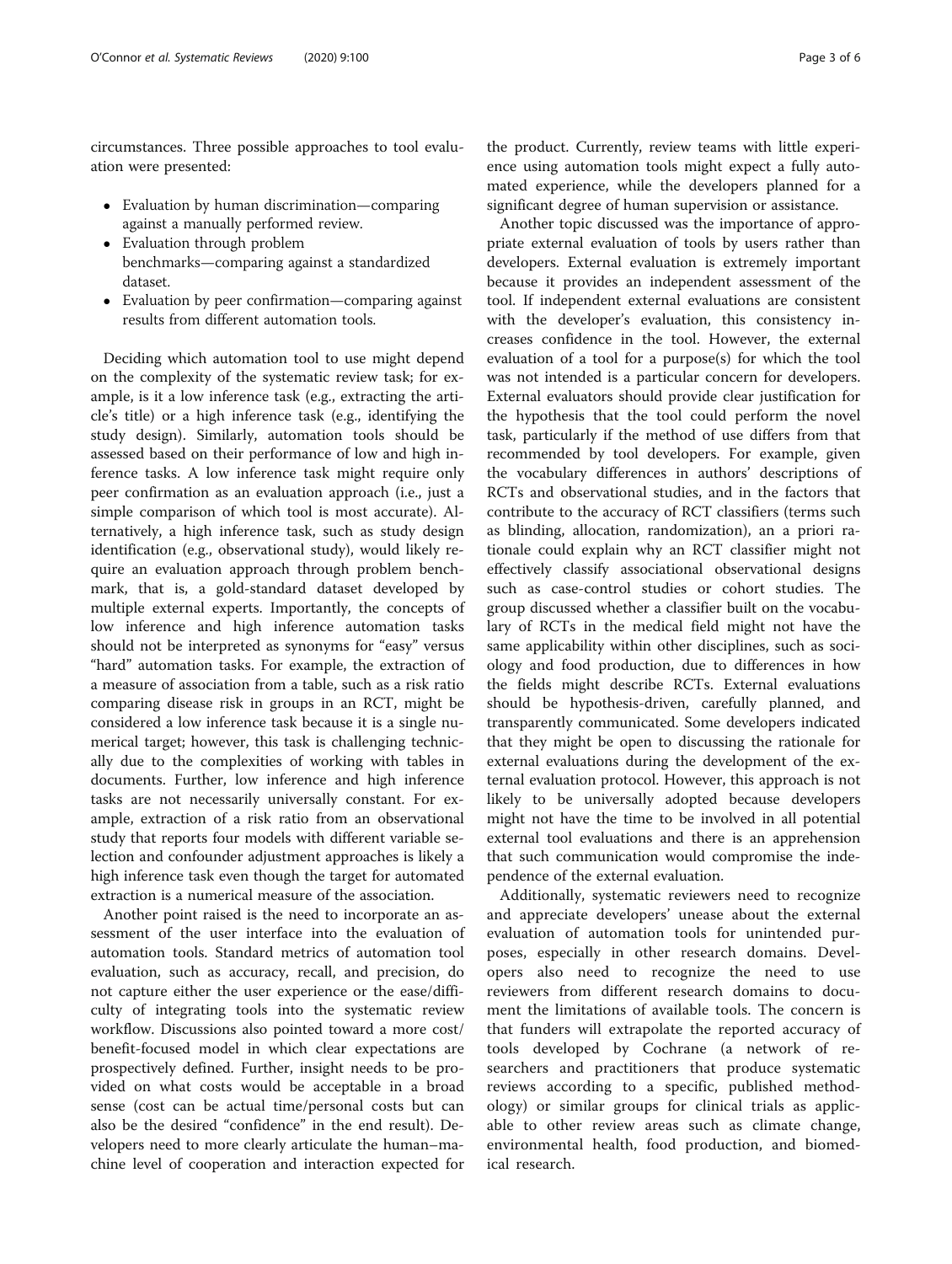circumstances. Three possible approaches to tool evaluation were presented:

- Evaluation by human discrimination—comparing against a manually performed review.
- Evaluation through problem benchmarks—comparing against a standardized dataset.
- Evaluation by peer confirmation—comparing against results from different automation tools.

Deciding which automation tool to use might depend on the complexity of the systematic review task; for example, is it a low inference task (e.g., extracting the article's title) or a high inference task (e.g., identifying the study design). Similarly, automation tools should be assessed based on their performance of low and high inference tasks. A low inference task might require only peer confirmation as an evaluation approach (i.e., just a simple comparison of which tool is most accurate). Alternatively, a high inference task, such as study design identification (e.g., observational study), would likely require an evaluation approach through problem benchmark, that is, a gold-standard dataset developed by multiple external experts. Importantly, the concepts of low inference and high inference automation tasks should not be interpreted as synonyms for "easy" versus "hard" automation tasks. For example, the extraction of a measure of association from a table, such as a risk ratio comparing disease risk in groups in an RCT, might be considered a low inference task because it is a single numerical target; however, this task is challenging technically due to the complexities of working with tables in documents. Further, low inference and high inference tasks are not necessarily universally constant. For example, extraction of a risk ratio from an observational study that reports four models with different variable selection and confounder adjustment approaches is likely a high inference task even though the target for automated extraction is a numerical measure of the association.

Another point raised is the need to incorporate an assessment of the user interface into the evaluation of automation tools. Standard metrics of automation tool evaluation, such as accuracy, recall, and precision, do not capture either the user experience or the ease/difficulty of integrating tools into the systematic review workflow. Discussions also pointed toward a more cost/benefit-focused model in which clear expectations are prospectively defined. Further, insight needs to be provided on what costs would be acceptable in a broad sense (cost can be actual time/personal costs but can also be the desired "confidence" in the end result). Developers need to more clearly articulate the human–machine level of cooperation and interaction expected for the product. Currently, review teams with little experience using automation tools might expect a fully automated experience, while the developers planned for a significant degree of human supervision or assistance.

Another topic discussed was the importance of appropriate external evaluation of tools by users rather than developers. External evaluation is extremely important because it provides an independent assessment of the tool. If independent external evaluations are consistent with the developer's evaluation, this consistency increases confidence in the tool. However, the external evaluation of a tool for a purpose(s) for which the tool was not intended is a particular concern for developers. External evaluators should provide clear justification for the hypothesis that the tool could perform the novel task, particularly if the method of use differs from that recommended by tool developers. For example, given the vocabulary differences in authors' descriptions of RCTs and observational studies, and in the factors that contribute to the accuracy of RCT classifiers (terms such as blinding, allocation, randomization), an a priori rationale could explain why an RCT classifier might not effectively classify associational observational designs such as case-control studies or cohort studies. The group discussed whether a classifier built on the vocabulary of RCTs in the medical field might not have the same applicability within other disciplines, such as sociology and food production, due to differences in how the fields might describe RCTs. External evaluations should be hypothesis-driven, carefully planned, and transparently communicated. Some developers indicated that they might be open to discussing the rationale for external evaluations during the development of the external evaluation protocol. However, this approach is not likely to be universally adopted because developers might not have the time to be involved in all potential external tool evaluations and there is an apprehension that such communication would compromise the independence of the external evaluation.

Additionally, systematic reviewers need to recognize and appreciate developers' unease about the external evaluation of automation tools for unintended purposes, especially in other research domains. Developers also need to recognize the need to use reviewers from different research domains to document the limitations of available tools. The concern is that funders will extrapolate the reported accuracy of tools developed by Cochrane (a network of researchers and practitioners that produce systematic reviews according to a specific, published methodology) or similar groups for clinical trials as applicable to other review areas such as climate change, environmental health, food production, and biomedical research.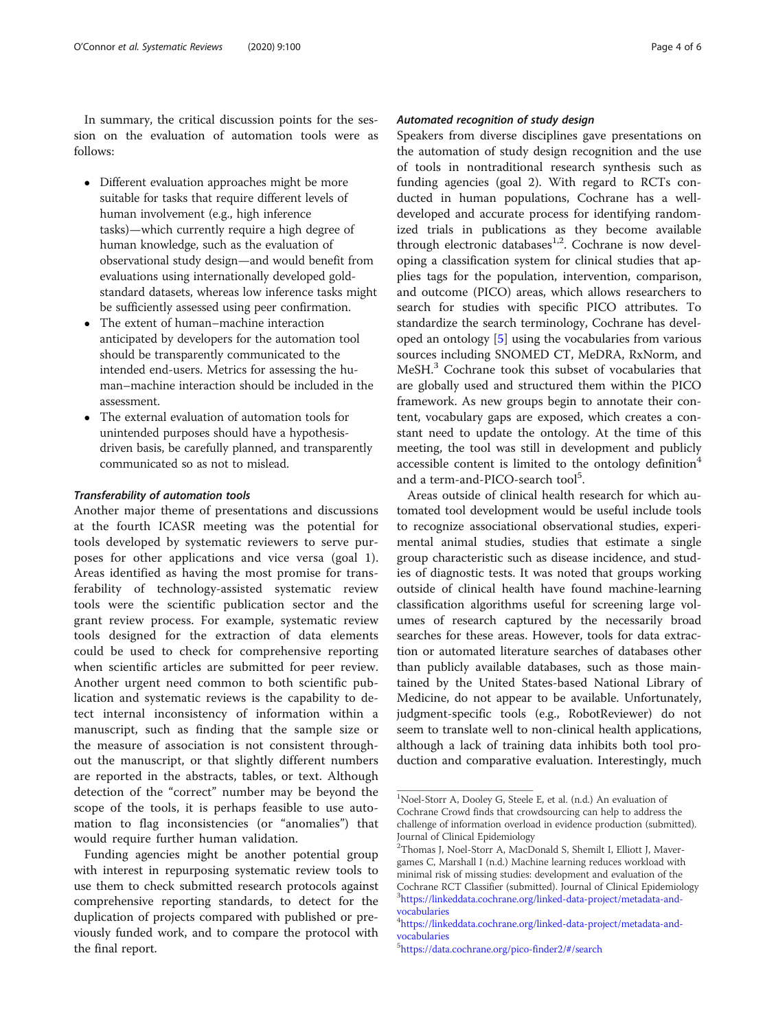In summary, the critical discussion points for the session on the evaluation of automation tools were as follows:

- Different evaluation approaches might be more suitable for tasks that require different levels of human involvement (e.g., high inference tasks)—which currently require a high degree of human knowledge, such as the evaluation of observational study design—and would benefit from evaluations using internationally developed gold-standard datasets, whereas low inference tasks might be sufficiently assessed using peer confirmation.
- The extent of human–machine interaction anticipated by developers for the automation tool should be transparently communicated to the intended end-users. Metrics for assessing the human–machine interaction should be included in the assessment.
- The external evaluation of automation tools for unintended purposes should have a hypothesis-driven basis, be carefully planned, and transparently communicated so as not to mislead.

#### *Transferability of automation tools*

Another major theme of presentations and discussions at the fourth ICASR meeting was the potential for tools developed by systematic reviewers to serve purposes for other applications and vice versa (goal 1). Areas identified as having the most promise for transferability of technology-assisted systematic review tools were the scientific publication sector and the grant review process. For example, systematic review tools designed for the extraction of data elements could be used to check for comprehensive reporting when scientific articles are submitted for peer review. Another urgent need common to both scientific publication and systematic reviews is the capability to detect internal inconsistency of information within a manuscript, such as finding that the sample size or the measure of association is not consistent throughout the manuscript, or that slightly different numbers are reported in the abstracts, tables, or text. Although detection of the "correct" number may be beyond the scope of the tools, it is perhaps feasible to use automation to flag inconsistencies (or "anomalies") that would require further human validation.

Funding agencies might be another potential group with interest in repurposing systematic review tools to use them to check submitted research protocols against comprehensive reporting standards, to detect for the duplication of projects compared with published or previously funded work, and to compare the protocol with the final report.

#### *Automated recognition of study design*

Speakers from diverse disciplines gave presentations on the automation of study design recognition and the use of tools in nontraditional research synthesis such as funding agencies (goal 2). With regard to RCTs conducted in human populations, Cochrane has a well-developed and accurate process for identifying randomized trials in publications as they become available through electronic databases[1,2]. Cochrane is now developing a classification system for clinical studies that applies tags for the population, intervention, comparison, and outcome (PICO) areas, which allows researchers to search for studies with specific PICO attributes. To standardize the search terminology, Cochrane has developed an ontology [5] using the vocabularies from various sources including SNOMED CT, MeDRA, RxNorm, and MeSH.[3] Cochrane took this subset of vocabularies that are globally used and structured them within the PICO framework. As new groups begin to annotate their content, vocabulary gaps are exposed, which creates a constant need to update the ontology. At the time of this meeting, the tool was still in development and publicly accessible content is limited to the ontology definition[4] and a term-and-PICO-search tool[5].

Areas outside of clinical health research for which automated tool development would be useful include tools to recognize associational observational studies, experimental animal studies, studies that estimate a single group characteristic such as disease incidence, and studies of diagnostic tests. It was noted that groups working outside of clinical health have found machine-learning classification algorithms useful for screening large volumes of research captured by the necessarily broad searches for these areas. However, tools for data extraction or automated literature searches of databases other than publicly available databases, such as those maintained by the United States-based National Library of Medicine, do not appear to be available. Unfortunately, judgment-specific tools (e.g., RobotReviewer) do not seem to translate well to non-clinical health applications, although a lack of training data inhibits both tool production and comparative evaluation. Interestingly, much

---

[1] Noel-Storr A, Dooley G, Steele E, et al. (n.d.) An evaluation of Cochrane Crowd finds that crowdsourcing can help to address the challenge of information overload in evidence production (submitted). Journal of Clinical Epidemiology

[2] Thomas J, Noel-Storr A, MacDonald S, Shemilt I, Elliott J, Mavergames C, Marshall I (n.d.) Machine learning reduces workload with minimal risk of missing studies: development and evaluation of the Cochrane RCT Classifier (submitted). Journal of Clinical Epidemiology

[3] https://linkeddata.cochrane.org/linked-data-project/metadata-and-vocabularies

[4] https://linkeddata.cochrane.org/linked-data-project/metadata-and-vocabularies

[5] https://data.cochrane.org/pico-finder2/#/search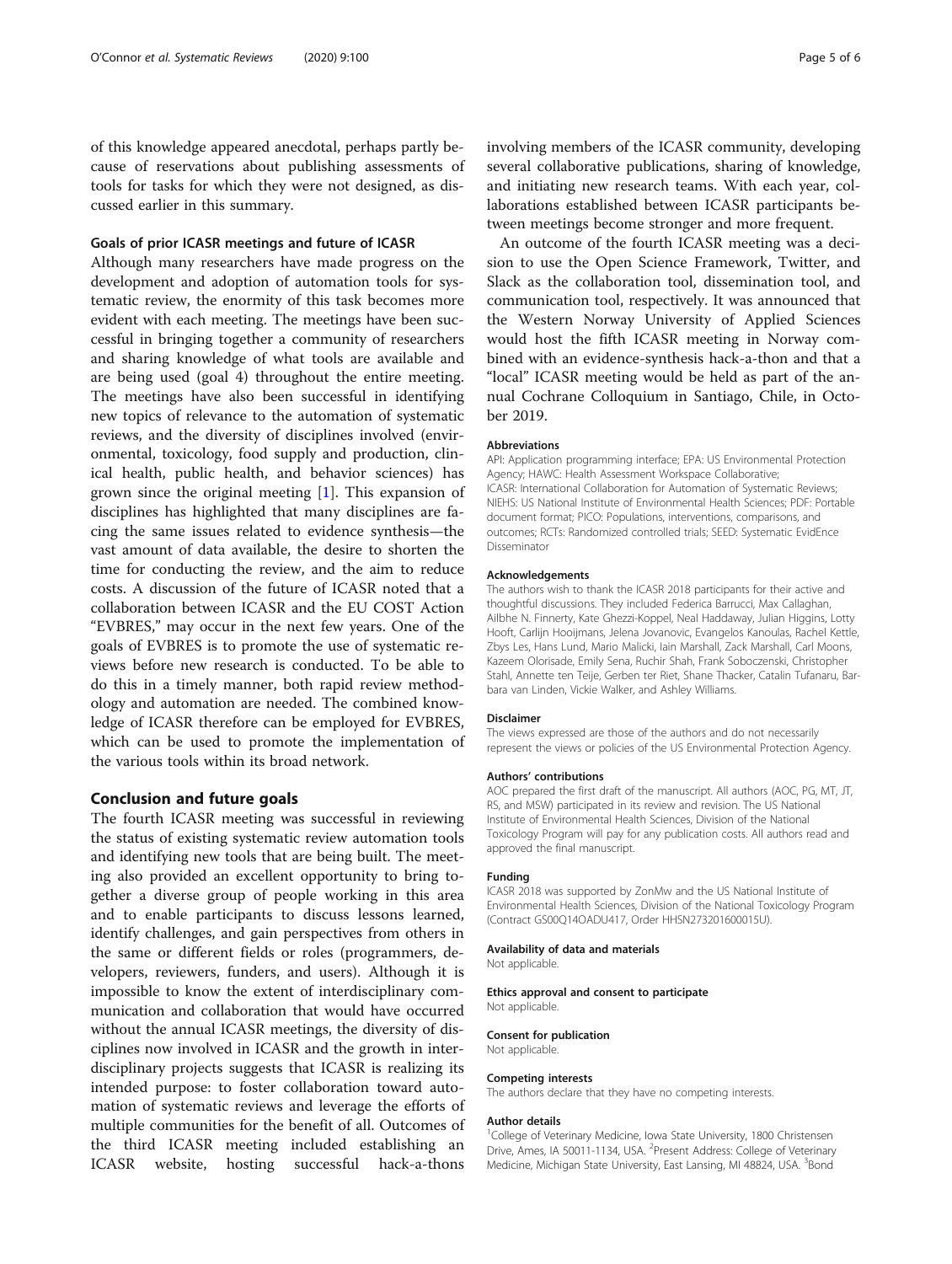of this knowledge appeared anecdotal, perhaps partly because of reservations about publishing assessments of tools for tasks for which they were not designed, as discussed earlier in this summary.

### Goals of prior ICASR meetings and future of ICASR

Although many researchers have made progress on the development and adoption of automation tools for systematic review, the enormity of this task becomes more evident with each meeting. The meetings have been successful in bringing together a community of researchers and sharing knowledge of what tools are available and are being used (goal 4) throughout the entire meeting. The meetings have also been successful in identifying new topics of relevance to the automation of systematic reviews, and the diversity of disciplines involved (environmental, toxicology, food supply and production, clinical health, public health, and behavior sciences) has grown since the original meeting [1]. This expansion of disciplines has highlighted that many disciplines are facing the same issues related to evidence synthesis—the vast amount of data available, the desire to shorten the time for conducting the review, and the aim to reduce costs. A discussion of the future of ICASR noted that a collaboration between ICASR and the EU COST Action "EVBRES," may occur in the next few years. One of the goals of EVBRES is to promote the use of systematic reviews before new research is conducted. To be able to do this in a timely manner, both rapid review methodology and automation are needed. The combined knowledge of ICASR therefore can be employed for EVBRES, which can be used to promote the implementation of the various tools within its broad network.

## Conclusion and future goals

The fourth ICASR meeting was successful in reviewing the status of existing systematic review automation tools and identifying new tools that are being built. The meeting also provided an excellent opportunity to bring together a diverse group of people working in this area and to enable participants to discuss lessons learned, identify challenges, and gain perspectives from others in the same or different fields or roles (programmers, developers, reviewers, funders, and users). Although it is impossible to know the extent of interdisciplinary communication and collaboration that would have occurred without the annual ICASR meetings, the diversity of disciplines now involved in ICASR and the growth in interdisciplinary projects suggests that ICASR is realizing its intended purpose: to foster collaboration toward automation of systematic reviews and leverage the efforts of multiple communities for the benefit of all. Outcomes of the third ICASR meeting included establishing an ICASR website, hosting successful hack-a-thons involving members of the ICASR community, developing several collaborative publications, sharing of knowledge, and initiating new research teams. With each year, collaborations established between ICASR participants between meetings become stronger and more frequent.

An outcome of the fourth ICASR meeting was a decision to use the Open Science Framework, Twitter, and Slack as the collaboration tool, dissemination tool, and communication tool, respectively. It was announced that the Western Norway University of Applied Sciences would host the fifth ICASR meeting in Norway combined with an evidence-synthesis hack-a-thon and that a "local" ICASR meeting would be held as part of the annual Cochrane Colloquium in Santiago, Chile, in October 2019.

#### Abbreviations

API: Application programming interface; EPA: US Environmental Protection Agency; HAWC: Health Assessment Workspace Collaborative; ICASR: International Collaboration for Automation of Systematic Reviews; NIEHS: US National Institute of Environmental Health Sciences; PDF: Portable document format; PICO: Populations, interventions, comparisons, and outcomes; RCTs: Randomized controlled trials; SEED: Systematic EvidEnce Disseminator

#### Acknowledgements

The authors wish to thank the ICASR 2018 participants for their active and thoughtful discussions. They included Federica Barrucci, Max Callaghan, Ailbhe N. Finnerty, Kate Ghezzi-Koppel, Neal Haddaway, Julian Higgins, Lotty Hooft, Carlijn Hooijmans, Jelena Jovanovic, Evangelos Kanoulas, Rachel Kettle, Zbys Les, Hans Lund, Mario Malicki, Iain Marshall, Zack Marshall, Carl Moons, Kazeem Olorisade, Emily Sena, Ruchir Shah, Frank Soboczenski, Christopher Stahl, Annette ten Teije, Gerben ter Riet, Shane Thacker, Catalin Tufanaru, Barbara van Linden, Vickie Walker, and Ashley Williams.

#### Disclaimer

The views expressed are those of the authors and do not necessarily represent the views or policies of the US Environmental Protection Agency.

#### Authors' contributions

AOC prepared the first draft of the manuscript. All authors (AOC, PG, MT, JT, RS, and MSW) participated in its review and revision. The US National Institute of Environmental Health Sciences, Division of the National Toxicology Program will pay for any publication costs. All authors read and approved the final manuscript.

#### Funding

ICASR 2018 was supported by ZonMw and the US National Institute of Environmental Health Sciences, Division of the National Toxicology Program (Contract GS00Q14OADU417, Order HHSN273201600015U).

#### Availability of data and materials

Not applicable.

#### Ethics approval and consent to participate

Not applicable.

#### Consent for publication

Not applicable.

#### Competing interests

The authors declare that they have no competing interests.

#### Author details

[1]College of Veterinary Medicine, Iowa State University, 1800 Christensen Drive, Ames, IA 50011-1134, USA. [2]Present Address: College of Veterinary Medicine, Michigan State University, East Lansing, MI 48824, USA. [3]Bond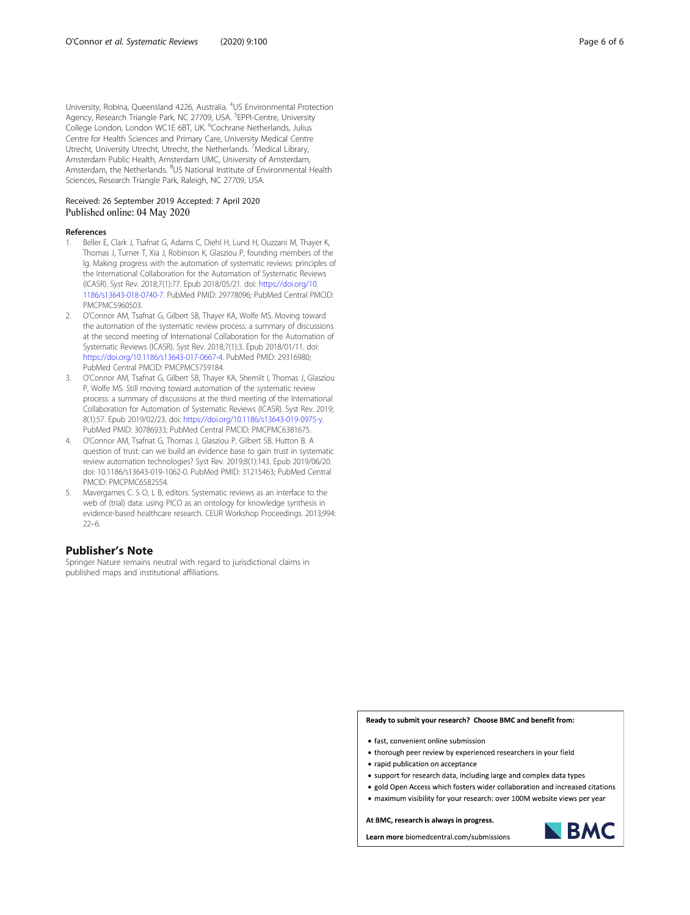University, Robina, Queensland 4226, Australia. [4]US Environmental Protection Agency, Research Triangle Park, NC 27709, USA. [5]EPPI-Centre, University College London, London WC1E 6BT, UK. [6]Cochrane Netherlands, Julius Centre for Health Sciences and Primary Care, University Medical Centre Utrecht, University Utrecht, Utrecht, the Netherlands. [7]Medical Library, Amsterdam Public Health, Amsterdam UMC, University of Amsterdam, Amsterdam, the Netherlands. [8]US National Institute of Environmental Health Sciences, Research Triangle Park, Raleigh, NC 27709, USA.

Received: 26 September 2019 Accepted: 7 April 2020
Published online: 04 May 2020

### References

1. Beller E, Clark J, Tsafnat G, Adams C, Diehl H, Lund H, Ouzzani M, Thayer K, Thomas J, Turner T, Xia J, Robinson K, Glasziou P, founding members of the Ig. Making progress with the automation of systematic reviews: principles of the International Collaboration for the Automation of Systematic Reviews (ICASR). Syst Rev. 2018;7(1):77. Epub 2018/05/21. doi: https://doi.org/10.1186/s13643-018-0740-7. PubMed PMID: 29778096; PubMed Central PMCID: PMCPMC5960503.
2. O'Connor AM, Tsafnat G, Gilbert SB, Thayer KA, Wolfe MS. Moving toward the automation of the systematic review process: a summary of discussions at the second meeting of International Collaboration for the Automation of Systematic Reviews (ICASR). Syst Rev. 2018;7(1):3. Epub 2018/01/11. doi: https://doi.org/10.1186/s13643-017-0667-4. PubMed PMID: 29316980; PubMed Central PMCID: PMCPMC5759184.
3. O'Connor AM, Tsafnat G, Gilbert SB, Thayer KA, Shemilt I, Thomas J, Glasziou P, Wolfe MS. Still moving toward automation of the systematic review process: a summary of discussions at the third meeting of the International Collaboration for Automation of Systematic Reviews (ICASR). Syst Rev. 2019; 8(1):57. Epub 2019/02/23. doi: https://doi.org/10.1186/s13643-019-0975-y. PubMed PMID: 30786933; PubMed Central PMCID: PMCPMC6381675.
4. O'Connor AM, Tsafnat G, Thomas J, Glasziou P, Gilbert SB, Hutton B. A question of trust: can we build an evidence base to gain trust in systematic review automation technologies? Syst Rev. 2019;8(1):143. Epub 2019/06/20. doi: 10.1186/s13643-019-1062-0. PubMed PMID: 31215463; PubMed Central PMCID: PMCPMC6582554.
5. Mavergames C. S O, L B, editors. Systematic reviews as an interface to the web of (trial) data: using PICO as an ontology for knowledge synthesis in evidence-based healthcare research. CEUR Workshop Proceedings. 2013;994: 22–6.

## Publisher's Note

Springer Nature remains neutral with regard to jurisdictional claims in published maps and institutional affiliations.

**Ready to submit your research? Choose BMC and benefit from:**

- fast, convenient online submission
- thorough peer review by experienced researchers in your field
- rapid publication on acceptance
- support for research data, including large and complex data types
- gold Open Access which fosters wider collaboration and increased citations
- maximum visibility for your research: over 100M website views per year

**At BMC, research is always in progress.**

**Learn more** biomedcentral.com/submissions

BMC